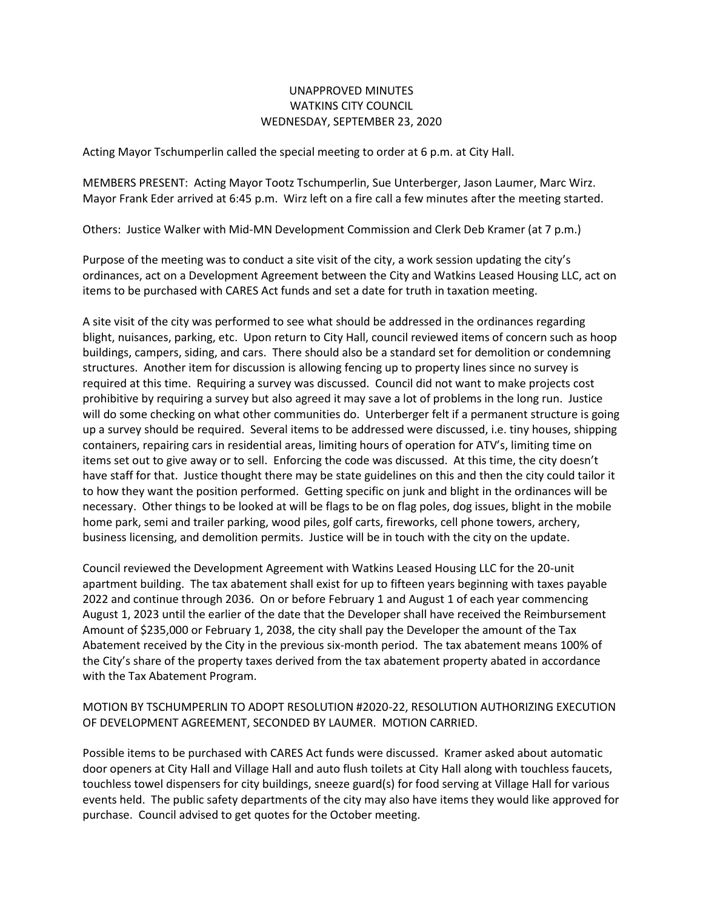# UNAPPROVED MINUTES
# WATKINS CITY COUNCIL
# WEDNESDAY, SEPTEMBER 23, 2020

Acting Mayor Tschumperlin called the special meeting to order at 6 p.m. at City Hall.

MEMBERS PRESENT: Acting Mayor Tootz Tschumperlin, Sue Unterberger, Jason Laumer, Marc Wirz. Mayor Frank Eder arrived at 6:45 p.m. Wirz left on a fire call a few minutes after the meeting started.

Others: Justice Walker with Mid-MN Development Commission and Clerk Deb Kramer (at 7 p.m.)

Purpose of the meeting was to conduct a site visit of the city, a work session updating the city's ordinances, act on a Development Agreement between the City and Watkins Leased Housing LLC, act on items to be purchased with CARES Act funds and set a date for truth in taxation meeting.

A site visit of the city was performed to see what should be addressed in the ordinances regarding blight, nuisances, parking, etc. Upon return to City Hall, council reviewed items of concern such as hoop buildings, campers, siding, and cars. There should also be a standard set for demolition or condemning structures. Another item for discussion is allowing fencing up to property lines since no survey is required at this time. Requiring a survey was discussed. Council did not want to make projects cost prohibitive by requiring a survey but also agreed it may save a lot of problems in the long run. Justice will do some checking on what other communities do. Unterberger felt if a permanent structure is going up a survey should be required. Several items to be addressed were discussed, i.e. tiny houses, shipping containers, repairing cars in residential areas, limiting hours of operation for ATV's, limiting time on items set out to give away or to sell. Enforcing the code was discussed. At this time, the city doesn't have staff for that. Justice thought there may be state guidelines on this and then the city could tailor it to how they want the position performed. Getting specific on junk and blight in the ordinances will be necessary. Other things to be looked at will be flags to be on flag poles, dog issues, blight in the mobile home park, semi and trailer parking, wood piles, golf carts, fireworks, cell phone towers, archery, business licensing, and demolition permits. Justice will be in touch with the city on the update.

Council reviewed the Development Agreement with Watkins Leased Housing LLC for the 20-unit apartment building. The tax abatement shall exist for up to fifteen years beginning with taxes payable 2022 and continue through 2036. On or before February 1 and August 1 of each year commencing August 1, 2023 until the earlier of the date that the Developer shall have received the Reimbursement Amount of $235,000 or February 1, 2038, the city shall pay the Developer the amount of the Tax Abatement received by the City in the previous six-month period. The tax abatement means 100% of the City's share of the property taxes derived from the tax abatement property abated in accordance with the Tax Abatement Program.

MOTION BY TSCHUMPERLIN TO ADOPT RESOLUTION #2020-22, RESOLUTION AUTHORIZING EXECUTION OF DEVELOPMENT AGREEMENT, SECONDED BY LAUMER. MOTION CARRIED.

Possible items to be purchased with CARES Act funds were discussed. Kramer asked about automatic door openers at City Hall and Village Hall and auto flush toilets at City Hall along with touchless faucets, touchless towel dispensers for city buildings, sneeze guard(s) for food serving at Village Hall for various events held. The public safety departments of the city may also have items they would like approved for purchase. Council advised to get quotes for the October meeting.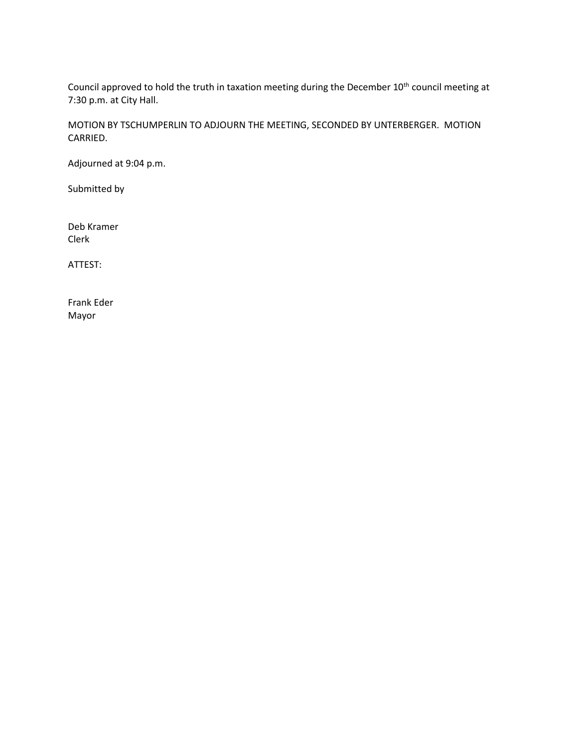Council approved to hold the truth in taxation meeting during the December 10th council meeting at 7:30 p.m. at City Hall.

MOTION BY TSCHUMPERLIN TO ADJOURN THE MEETING, SECONDED BY UNTERBERGER. MOTION CARRIED.

Adjourned at 9:04 p.m.

Submitted by

Deb Kramer
Clerk

ATTEST:

Frank Eder
Mayor